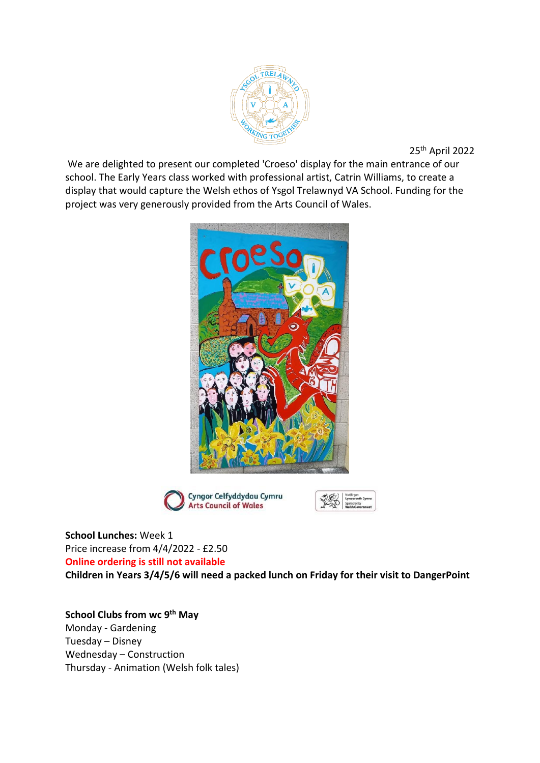25th April 2022

We are delighted to present our completed 'Croeso' display for the main entrance of our school. The Early Years class worked with professional artist, Catrin Williams, to create a display that would capture the Welsh ethos of Ysgol Trelawnyd VA School. Funding for the project was very generously provided from the Arts Council of Wales.

**School Lunches:** Week 1
Price increase from 4/4/2022 - £2.50
**Online ordering is still not available**
**Children in Years 3/4/5/6 will need a packed lunch on Friday for their visit to DangerPoint**

**School Clubs from wc 9th May**
Monday - Gardening
Tuesday – Disney
Wednesday – Construction
Thursday - Animation (Welsh folk tales)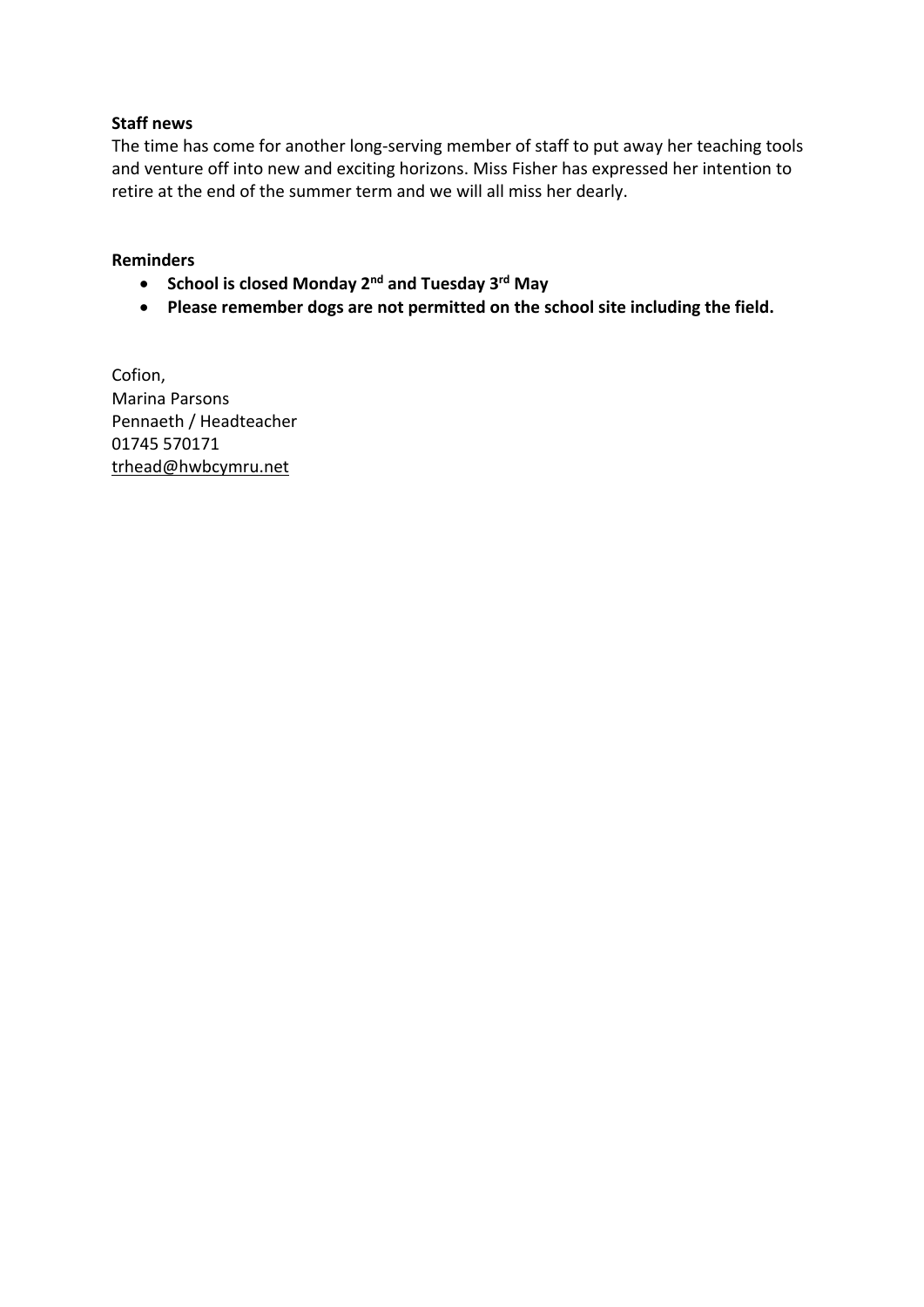**Staff news**

The time has come for another long-serving member of staff to put away her teaching tools and venture off into new and exciting horizons. Miss Fisher has expressed her intention to retire at the end of the summer term and we will all miss her dearly.

**Reminders**

- **School is closed Monday 2nd and Tuesday 3rd May**
- **Please remember dogs are not permitted on the school site including the field.**

Cofion,
Marina Parsons
Pennaeth / Headteacher
01745 570171
trhead@hwbcymru.net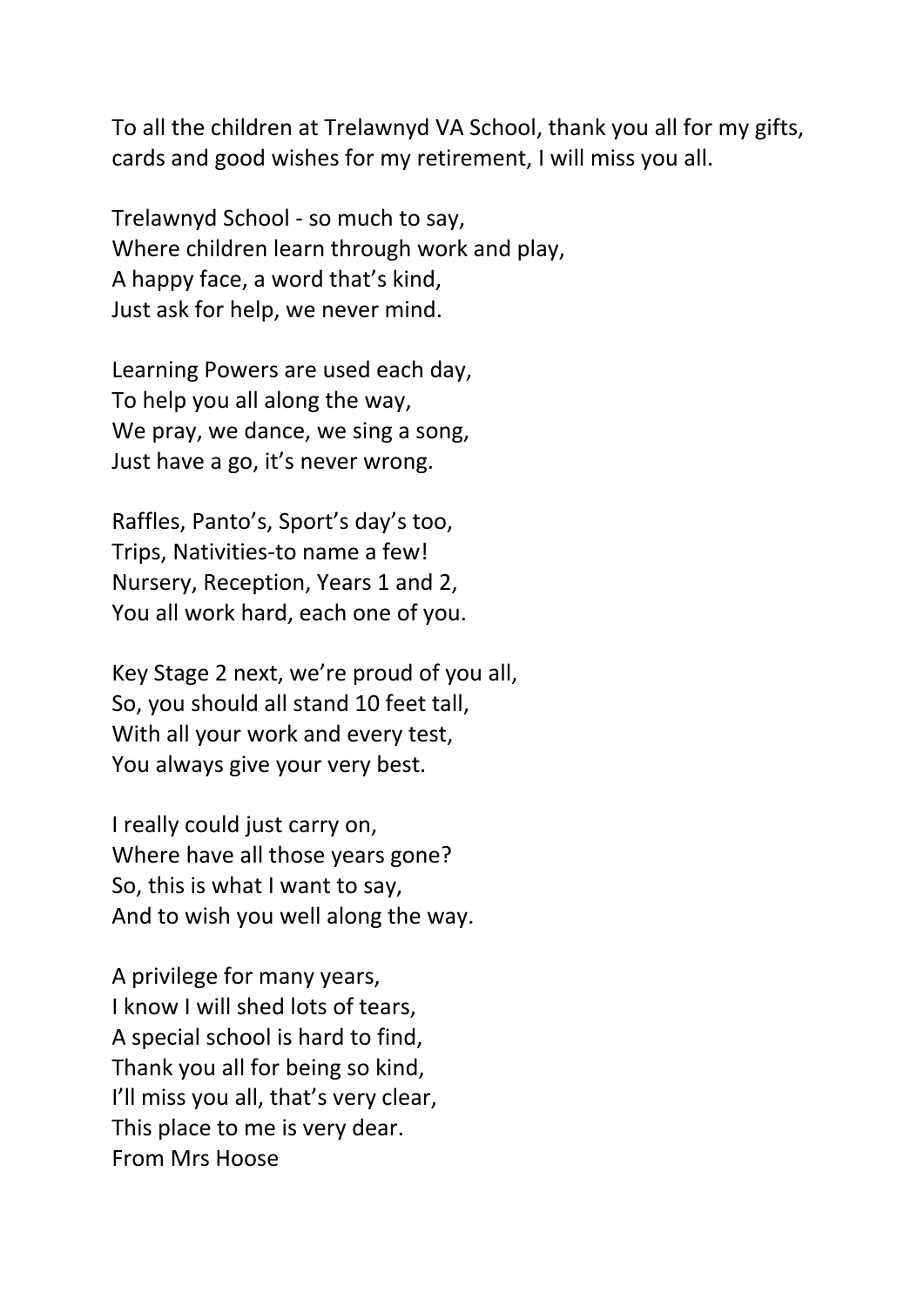To all the children at Trelawnyd VA School, thank you all for my gifts, cards and good wishes for my retirement, I will miss you all.

Trelawnyd School - so much to say,  
Where children learn through work and play,  
A happy face, a word that's kind,  
Just ask for help, we never mind.

Learning Powers are used each day,  
To help you all along the way,  
We pray, we dance, we sing a song,  
Just have a go, it's never wrong.

Raffles, Panto's, Sport's day's too,  
Trips, Nativities-to name a few!  
Nursery, Reception, Years 1 and 2,  
You all work hard, each one of you.

Key Stage 2 next, we're proud of you all,  
So, you should all stand 10 feet tall,  
With all your work and every test,  
You always give your very best.

I really could just carry on,  
Where have all those years gone?  
So, this is what I want to say,  
And to wish you well along the way.

A privilege for many years,  
I know I will shed lots of tears,  
A special school is hard to find,  
Thank you all for being so kind,  
I'll miss you all, that's very clear,  
This place to me is very dear.  
From Mrs Hoose